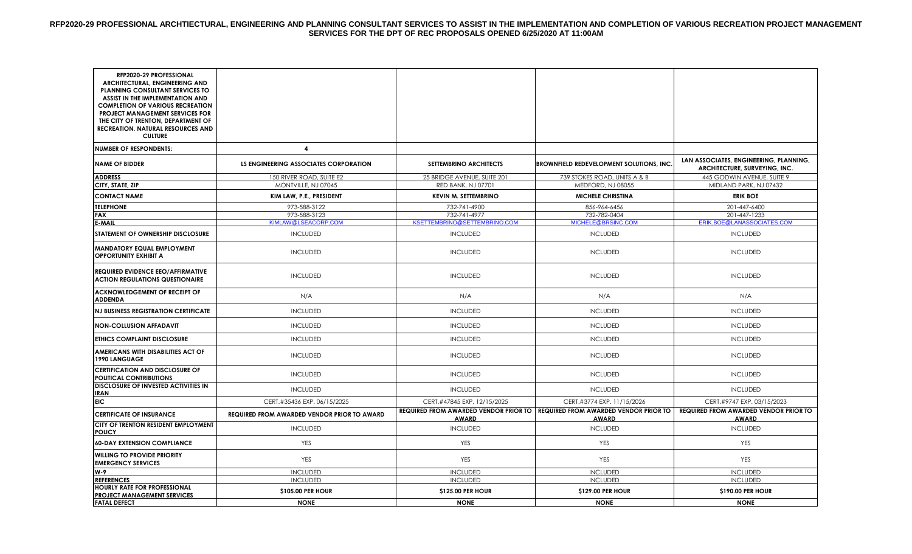# RFP2020-29 PROFESSIONAL ARCHTIECTURAL, ENGINEERING AND PLANNING CONSULTANT SERVICES TO ASSIST IN THE IMPLEMENTATION AND COMPLETION OF VARIOUS RECREATION PROJECT MANAGEMENT SERVICES FOR THE DPT OF REC PROPOSALS OPENED 6/25/2020 AT 11:00AM

| RFP2020-29 PROFESSIONAL ARCHITECTURAL, ENGINEERING AND PLANNING CONSULTANT SERVICES TO ASSIST IN THE IMPLEMENTATION AND COMPLETION OF VARIOUS RECREATION PROJECT MANAGEMENT SERVICES FOR THE CITY OF TRENTON, DEPARTMENT OF RECREATION, NATURAL RESOURCES AND CULTURE | | | | |
|---|---|---|---|---|
| **NUMBER OF RESPONDENTS:** | **4** | | | |
| **NAME OF BIDDER** | **LS ENGINEERING ASSOCIATES CORPORATION** | **SETTEMBRINO ARCHITECTS** | **BROWNFIELD REDEVELOPMENT SOLUTIONS, INC.** | **LAN ASSOCIATES, ENGINEERING, PLANNING, ARCHITECTURE, SURVEYING, INC.** |
| **ADDRESS** | 150 RIVER ROAD, SUITE E2 | 25 BRIDGE AVENUE, SUITE 201 | 739 STOKES ROAD, UNITS A & B | 445 GODWIN AVENUE, SUITE 9 |
| **CITY, STATE, ZIP** | MONTVILLE, NJ 07045 | RED BANK, NJ 07701 | MEDFORD, NJ 08055 | MIDLAND PARK, NJ 07432 |
| **CONTACT NAME** | **KIM LAW, P.E., PRESIDENT** | **KEVIN M. SETTEMBRINO** | **MICHELE CHRISTINA** | **ERIK BOE** |
| **TELEPHONE** | 973-588-3122 | 732-741-4900 | 856-964-6456 | 201-447-6400 |
| **FAX** | 973-588-3123 | 732-741-4977 | 732-782-0404 | 201-447-1233 |
| **E-MAIL** | KIMLAW@LSEACORP.COM | KSETTEMBRINO@SETTEMBRINO.COM | MICHELE@BRSINC.COM | ERIK.BOE@LANASSOCIATES.COM |
| **STATEMENT OF OWNERSHIP DISCLOSURE** | INCLUDED | INCLUDED | INCLUDED | INCLUDED |
| **MANDATORY EQUAL EMPLOYMENT OPPORTUNITY EXHIBIT A** | INCLUDED | INCLUDED | INCLUDED | INCLUDED |
| **REQUIRED EVIDENCE EEO/AFFIRMATIVE ACTION REGULATIONS QUESTIONAIRE** | INCLUDED | INCLUDED | INCLUDED | INCLUDED |
| **ACKNOWLEDGEMENT OF RECEIPT OF ADDENDA** | N/A | N/A | N/A | N/A |
| **NJ BUSINESS REGISTRATION CERTIFICATE** | INCLUDED | INCLUDED | INCLUDED | INCLUDED |
| **NON-COLLUSION AFFADAVIT** | INCLUDED | INCLUDED | INCLUDED | INCLUDED |
| **ETHICS COMPLAINT DISCLOSURE** | INCLUDED | INCLUDED | INCLUDED | INCLUDED |
| **AMERICANS WITH DISABILITIES ACT OF 1990 LANGUAGE** | INCLUDED | INCLUDED | INCLUDED | INCLUDED |
| **CERTIFICATION AND DISCLOSURE OF POLITICAL CONTRIBUTIONS** | INCLUDED | INCLUDED | INCLUDED | INCLUDED |
| **DISCLOSURE OF INVESTED ACTIVITIES IN IRAN** | INCLUDED | INCLUDED | INCLUDED | INCLUDED |
| **EIC** | CERT.#35436 EXP. 06/15/2025 | CERT.#47845 EXP. 12/15/2025 | CERT.#3774 EXP. 11/15/2026 | CERT.#9747 EXP. 03/15/2023 |
| **CERTIFICATE OF INSURANCE** | **REQUIRED FROM AWARDED VENDOR PRIOR TO AWARD** | **REQUIRED FROM AWARDED VENDOR PRIOR TO AWARD** | **REQUIRED FROM AWARDED VENDOR PRIOR TO AWARD** | **REQUIRED FROM AWARDED VENDOR PRIOR TO AWARD** |
| **CITY OF TRENTON RESIDENT EMPLOYMENT POLICY** | INCLUDED | INCLUDED | INCLUDED | INCLUDED |
| **60-DAY EXTENSION COMPLIANCE** | YES | YES | YES | YES |
| **WILLING TO PROVIDE PRIORITY EMERGENCY SERVICES** | YES | YES | YES | YES |
| **W-9** | INCLUDED | INCLUDED | INCLUDED | INCLUDED |
| **REFERENCES** | INCLUDED | INCLUDED | INCLUDED | INCLUDED |
| **HOURLY RATE FOR PROFESSIONAL PROJECT MANAGEMENT SERVICES** | **$105.00 PER HOUR** | **$125.00 PER HOUR** | **$129.00 PER HOUR** | **$190.00 PER HOUR** |
| **FATAL DEFECT** | **NONE** | **NONE** | **NONE** | **NONE** |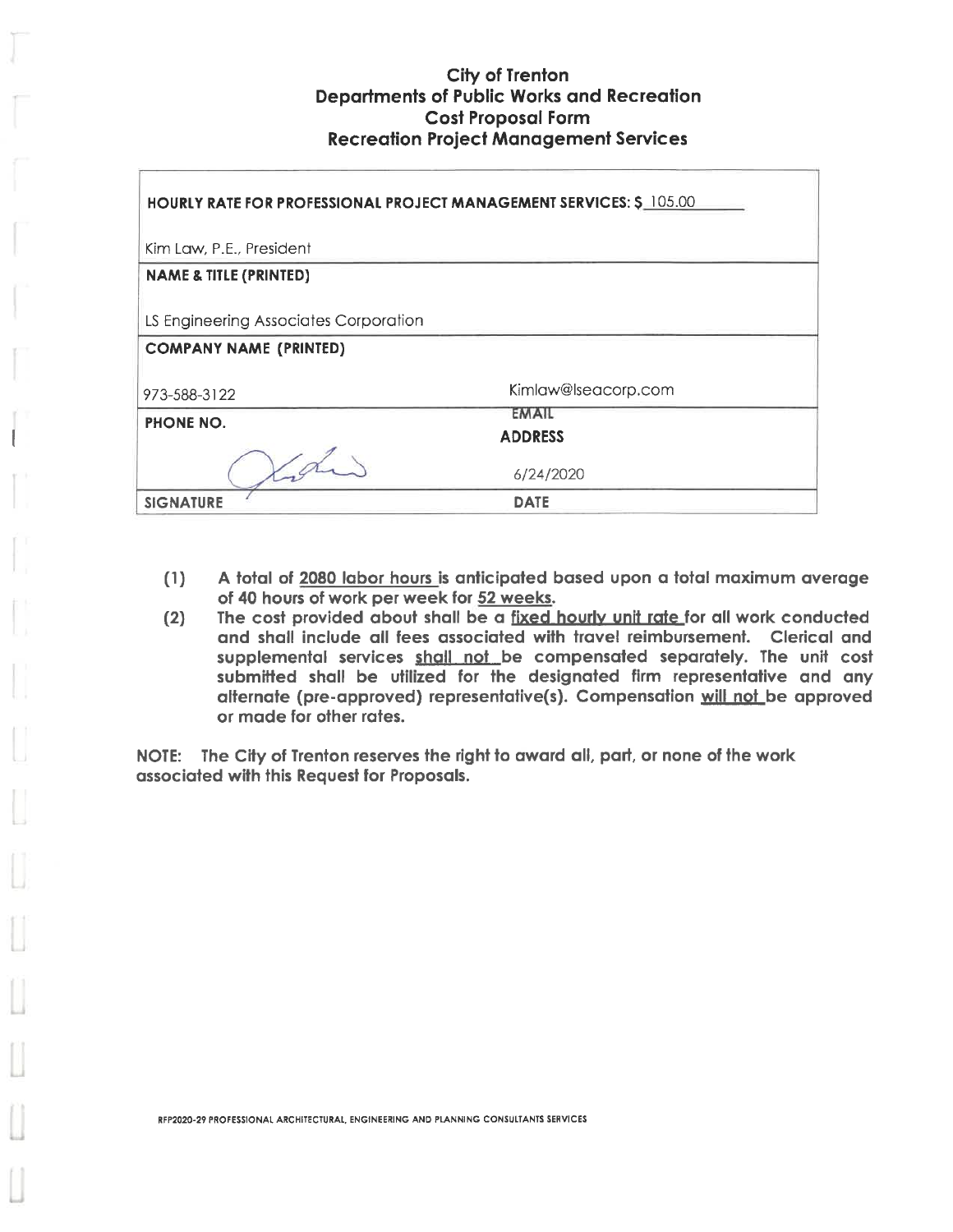# City of Trenton
## Departments of Public Works and Recreation
## Cost Proposal Form
## Recreation Project Management Services

| | |
|---|---|
| **HOURLY RATE FOR PROFESSIONAL PROJECT MANAGEMENT SERVICES: $** 105.00 | |
| Kim Law, P.E., President | |
| **NAME & TITLE (PRINTED)** | |
| LS Engineering Associates Corporation | |
| **COMPANY NAME (PRINTED)** | |
| 973-588-3122 | Kimlaw@lseacorp.com |
| **PHONE NO.** | **EMAIL ADDRESS** |
| (signature) | 6/24/2020 |
| **SIGNATURE** | **DATE** |

**(1) A total of 2080 labor hours is anticipated based upon a total maximum average of 40 hours of work per week for 52 weeks.**

**(2) The cost provided about shall be a fixed hourly unit rate for all work conducted and shall include all fees associated with travel reimbursement. Clerical and supplemental services shall not be compensated separately. The unit cost submitted shall be utilized for the designated firm representative and any alternate (pre-approved) representative(s). Compensation will not be approved or made for other rates.**

**NOTE: The City of Trenton reserves the right to award all, part, or none of the work associated with this Request for Proposals.**

RFP2020-29 PROFESSIONAL ARCHITECTURAL, ENGINEERING AND PLANNING CONSULTANTS SERVICES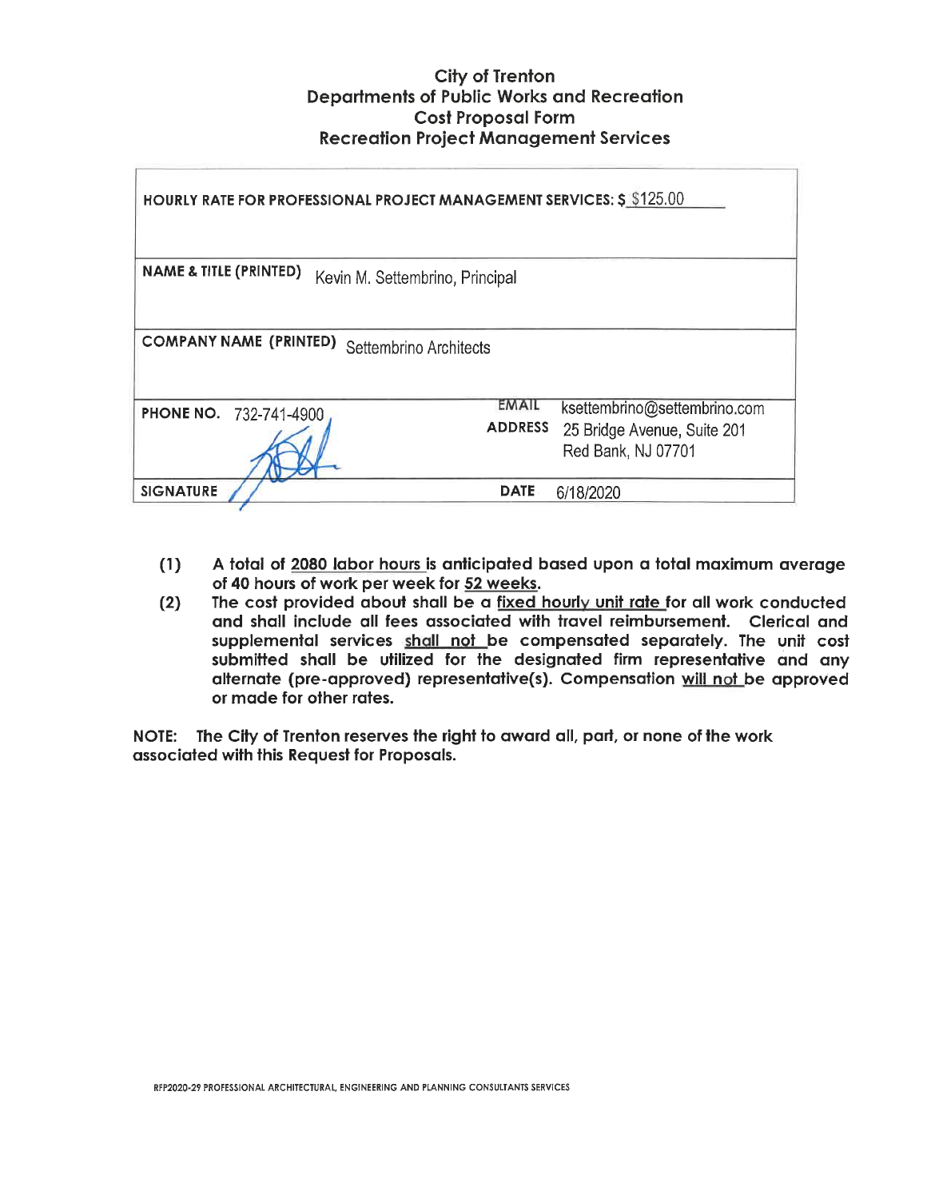# City of Trenton
## Departments of Public Works and Recreation
## Cost Proposal Form
## Recreation Project Management Services

| | |
|---|---|
| **HOURLY RATE FOR PROFESSIONAL PROJECT MANAGEMENT SERVICES: $** $125.00 | |
| **NAME & TITLE (PRINTED)** Kevin M. Settembrino, Principal | |
| **COMPANY NAME (PRINTED)** Settembrino Architects | |
| **PHONE NO.** 732-741-4900 | **EMAIL** ksettembrino@settembrino.com<br>**ADDRESS** 25 Bridge Avenue, Suite 201<br>Red Bank, NJ 07701 |
| **SIGNATURE** | **DATE** 6/18/2020 |

**(1)** **A total of 2080 labor hours is anticipated based upon a total maximum average of 40 hours of work per week for 52 weeks.**

**(2)** **The cost provided about shall be a fixed hourly unit rate for all work conducted and shall include all fees associated with travel reimbursement. Clerical and supplemental services shall not be compensated separately. The unit cost submitted shall be utilized for the designated firm representative and any alternate (pre-approved) representative(s). Compensation will not be approved or made for other rates.**

**NOTE: The City of Trenton reserves the right to award all, part, or none of the work associated with this Request for Proposals.**

RFP2020-29 PROFESSIONAL ARCHITECTURAL, ENGINEERING AND PLANNING CONSULTANTS SERVICES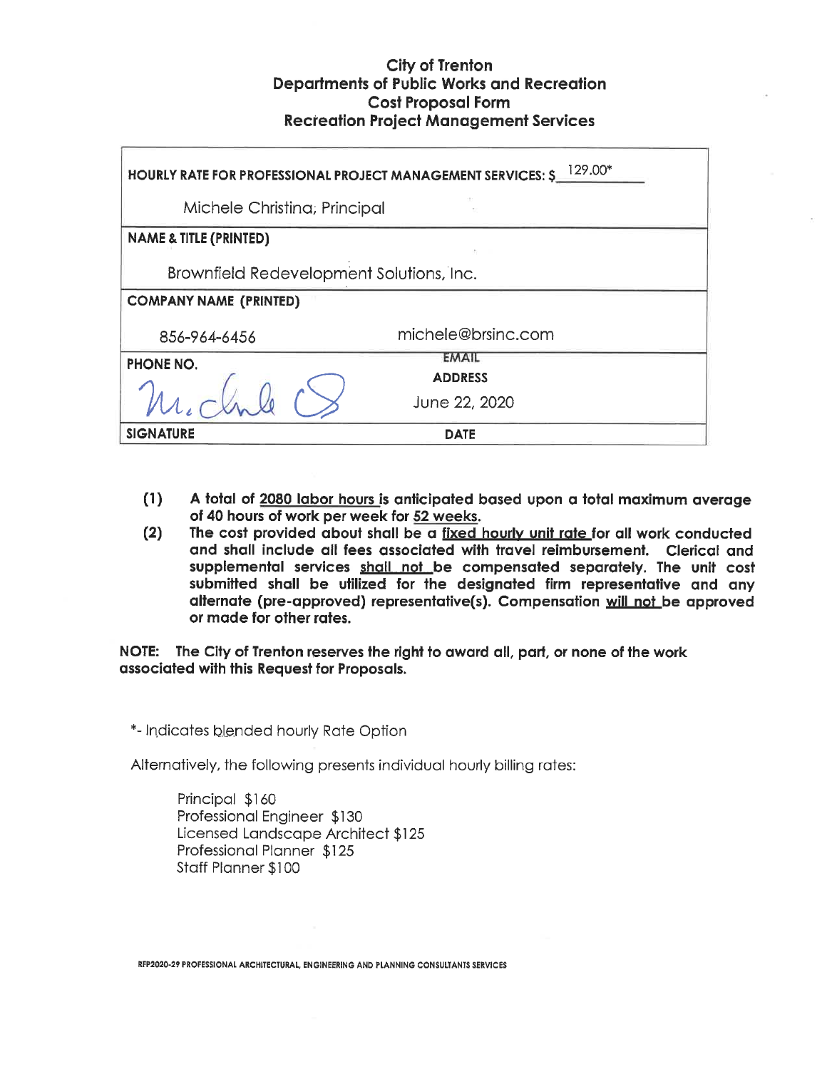# City of Trenton
## Departments of Public Works and Recreation
## Cost Proposal Form
## Recreation Project Management Services

| | |
|---|---|
| **HOURLY RATE FOR PROFESSIONAL PROJECT MANAGEMENT SERVICES: $** 129.00* | |
| Michele Christina; Principal | |
| **NAME & TITLE (PRINTED)** | |
| Brownfield Redevelopment Solutions, Inc. | |
| **COMPANY NAME (PRINTED)** | |
| 856-964-6456 | michele@brsinc.com |
| **PHONE NO.** | **EMAIL ADDRESS** |
| [signature] | June 22, 2020 |
| **SIGNATURE** | **DATE** |

**(1)** **A total of <u>2080 labor hours</u> is anticipated based upon a total maximum average of 40 hours of work per week for <u>52 weeks</u>.**

**(2)** **The cost provided about shall be a <u>fixed hourly unit rate</u> for all work conducted and shall include all fees associated with travel reimbursement. Clerical and supplemental services <u>shall not</u> be compensated separately. The unit cost submitted shall be utilized for the designated firm representative and any alternate (pre-approved) representative(s). Compensation <u>will not</u> be approved or made for other rates.**

**NOTE: The City of Trenton reserves the right to award all, part, or none of the work associated with this Request for Proposals.**

*- Indicates blended hourly Rate Option

Alternatively, the following presents individual hourly billing rates:

Principal $160
Professional Engineer $130
Licensed Landscape Architect $125
Professional Planner $125
Staff Planner $100

RFP2020-29 PROFESSIONAL ARCHITECTURAL, ENGINEERING AND PLANNING CONSULTANTS SERVICES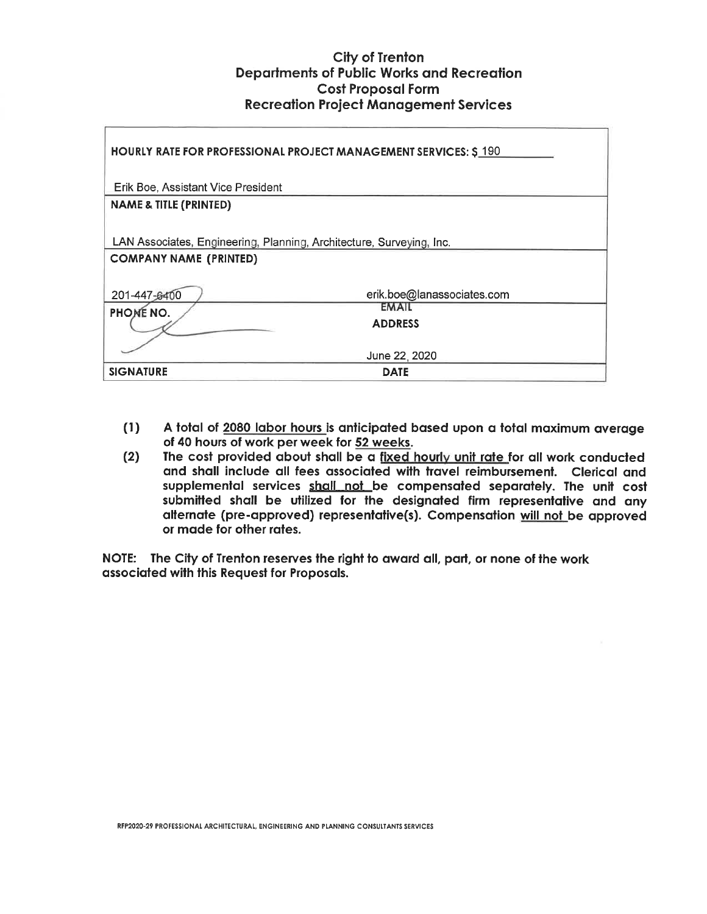# City of Trenton
## Departments of Public Works and Recreation
## Cost Proposal Form
## Recreation Project Management Services

| | |
|---|---|
| **HOURLY RATE FOR PROFESSIONAL PROJECT MANAGEMENT SERVICES: $ 190** | |
| Erik Boe, Assistant Vice President | |
| **NAME & TITLE (PRINTED)** | |
| LAN Associates, Engineering, Planning, Architecture, Surveying, Inc. | |
| **COMPANY NAME (PRINTED)** | |
| 201-447-6400 | erik.boe@lanassociates.com |
| **PHONE NO.** | **EMAIL ADDRESS** |
| | June 22, 2020 |
| **SIGNATURE** | **DATE** |

**(1)** A total of 2080 labor hours is anticipated based upon a total maximum average of 40 hours of work per week for 52 weeks.

**(2)** The cost provided about shall be a fixed hourly unit rate for all work conducted and shall include all fees associated with travel reimbursement. Clerical and supplemental services shall not be compensated separately. The unit cost submitted shall be utilized for the designated firm representative and any alternate (pre-approved) representative(s). Compensation will not be approved or made for other rates.

**NOTE: The City of Trenton reserves the right to award all, part, or none of the work associated with this Request for Proposals.**

RFP2020-29 PROFESSIONAL ARCHITECTURAL, ENGINEERING AND PLANNING CONSULTANTS SERVICES